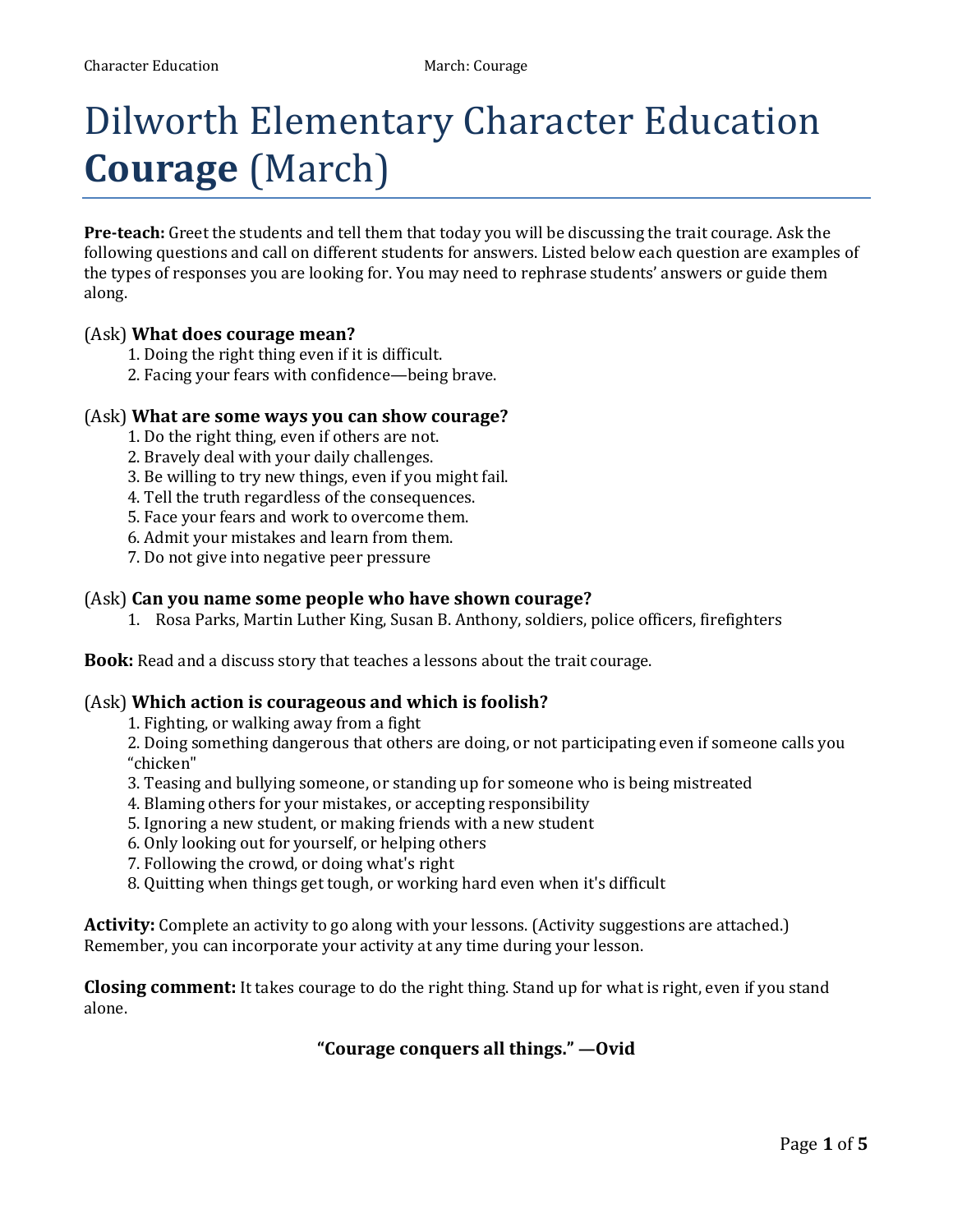# Dilworth Elementary Character Education **Courage** (March)

**Pre-teach:** Greet the students and tell them that today you will be discussing the trait courage. Ask the following questions and call on different students for answers. Listed below each question are examples of the types of responses you are looking for. You may need to rephrase students' answers or guide them along.

### (Ask) **What does courage mean?**

1. Doing the right thing even if it is difficult.
2. Facing your fears with confidence—being brave.

### (Ask) **What are some ways you can show courage?**

1. Do the right thing, even if others are not.
2. Bravely deal with your daily challenges.
3. Be willing to try new things, even if you might fail.
4. Tell the truth regardless of the consequences.
5. Face your fears and work to overcome them.
6. Admit your mistakes and learn from them.
7. Do not give into negative peer pressure

### (Ask) **Can you name some people who have shown courage?**

1. Rosa Parks, Martin Luther King, Susan B. Anthony, soldiers, police officers, firefighters

**Book:** Read and a discuss story that teaches a lessons about the trait courage.

### (Ask) **Which action is courageous and which is foolish?**

1. Fighting, or walking away from a fight
2. Doing something dangerous that others are doing, or not participating even if someone calls you "chicken"
3. Teasing and bullying someone, or standing up for someone who is being mistreated
4. Blaming others for your mistakes, or accepting responsibility
5. Ignoring a new student, or making friends with a new student
6. Only looking out for yourself, or helping others
7. Following the crowd, or doing what's right
8. Quitting when things get tough, or working hard even when it's difficult

**Activity:** Complete an activity to go along with your lessons. (Activity suggestions are attached.) Remember, you can incorporate your activity at any time during your lesson.

**Closing comment:** It takes courage to do the right thing. Stand up for what is right, even if you stand alone.

**"Courage conquers all things." —Ovid**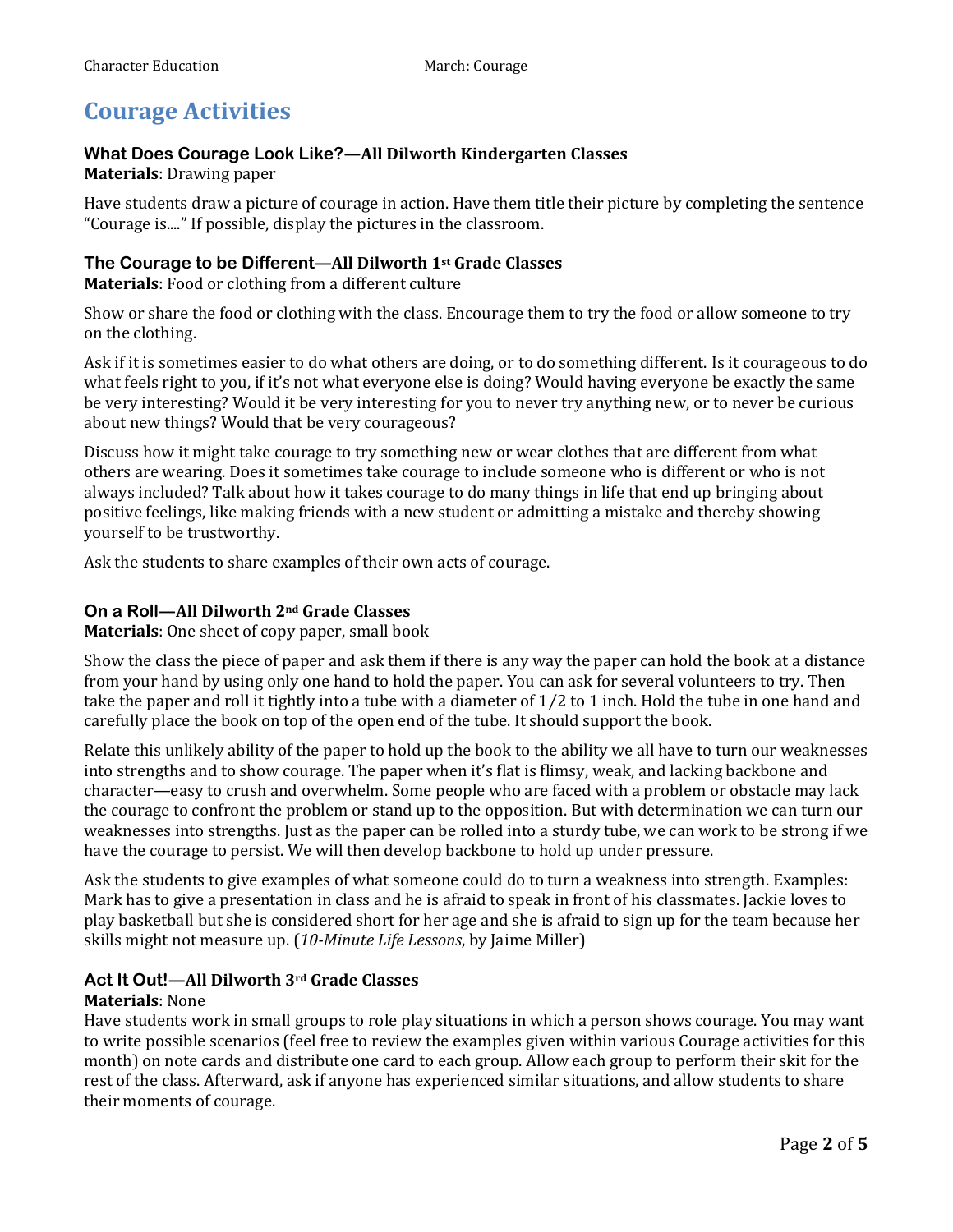# Courage Activities

### What Does Courage Look Like?—All Dilworth Kindergarten Classes

**Materials**: Drawing paper

Have students draw a picture of courage in action. Have them title their picture by completing the sentence "Courage is...." If possible, display the pictures in the classroom.

### The Courage to be Different—All Dilworth 1st Grade Classes

**Materials**: Food or clothing from a different culture

Show or share the food or clothing with the class. Encourage them to try the food or allow someone to try on the clothing.

Ask if it is sometimes easier to do what others are doing, or to do something different. Is it courageous to do what feels right to you, if it's not what everyone else is doing? Would having everyone be exactly the same be very interesting? Would it be very interesting for you to never try anything new, or to never be curious about new things? Would that be very courageous?

Discuss how it might take courage to try something new or wear clothes that are different from what others are wearing. Does it sometimes take courage to include someone who is different or who is not always included? Talk about how it takes courage to do many things in life that end up bringing about positive feelings, like making friends with a new student or admitting a mistake and thereby showing yourself to be trustworthy.

Ask the students to share examples of their own acts of courage.

### On a Roll—All Dilworth 2nd Grade Classes

**Materials**: One sheet of copy paper, small book

Show the class the piece of paper and ask them if there is any way the paper can hold the book at a distance from your hand by using only one hand to hold the paper. You can ask for several volunteers to try. Then take the paper and roll it tightly into a tube with a diameter of 1/2 to 1 inch. Hold the tube in one hand and carefully place the book on top of the open end of the tube. It should support the book.

Relate this unlikely ability of the paper to hold up the book to the ability we all have to turn our weaknesses into strengths and to show courage. The paper when it's flat is flimsy, weak, and lacking backbone and character—easy to crush and overwhelm. Some people who are faced with a problem or obstacle may lack the courage to confront the problem or stand up to the opposition. But with determination we can turn our weaknesses into strengths. Just as the paper can be rolled into a sturdy tube, we can work to be strong if we have the courage to persist. We will then develop backbone to hold up under pressure.

Ask the students to give examples of what someone could do to turn a weakness into strength. Examples: Mark has to give a presentation in class and he is afraid to speak in front of his classmates. Jackie loves to play basketball but she is considered short for her age and she is afraid to sign up for the team because her skills might not measure up. (*10-Minute Life Lessons*, by Jaime Miller)

### Act It Out!—All Dilworth 3rd Grade Classes

**Materials**: None

Have students work in small groups to role play situations in which a person shows courage. You may want to write possible scenarios (feel free to review the examples given within various Courage activities for this month) on note cards and distribute one card to each group. Allow each group to perform their skit for the rest of the class. Afterward, ask if anyone has experienced similar situations, and allow students to share their moments of courage.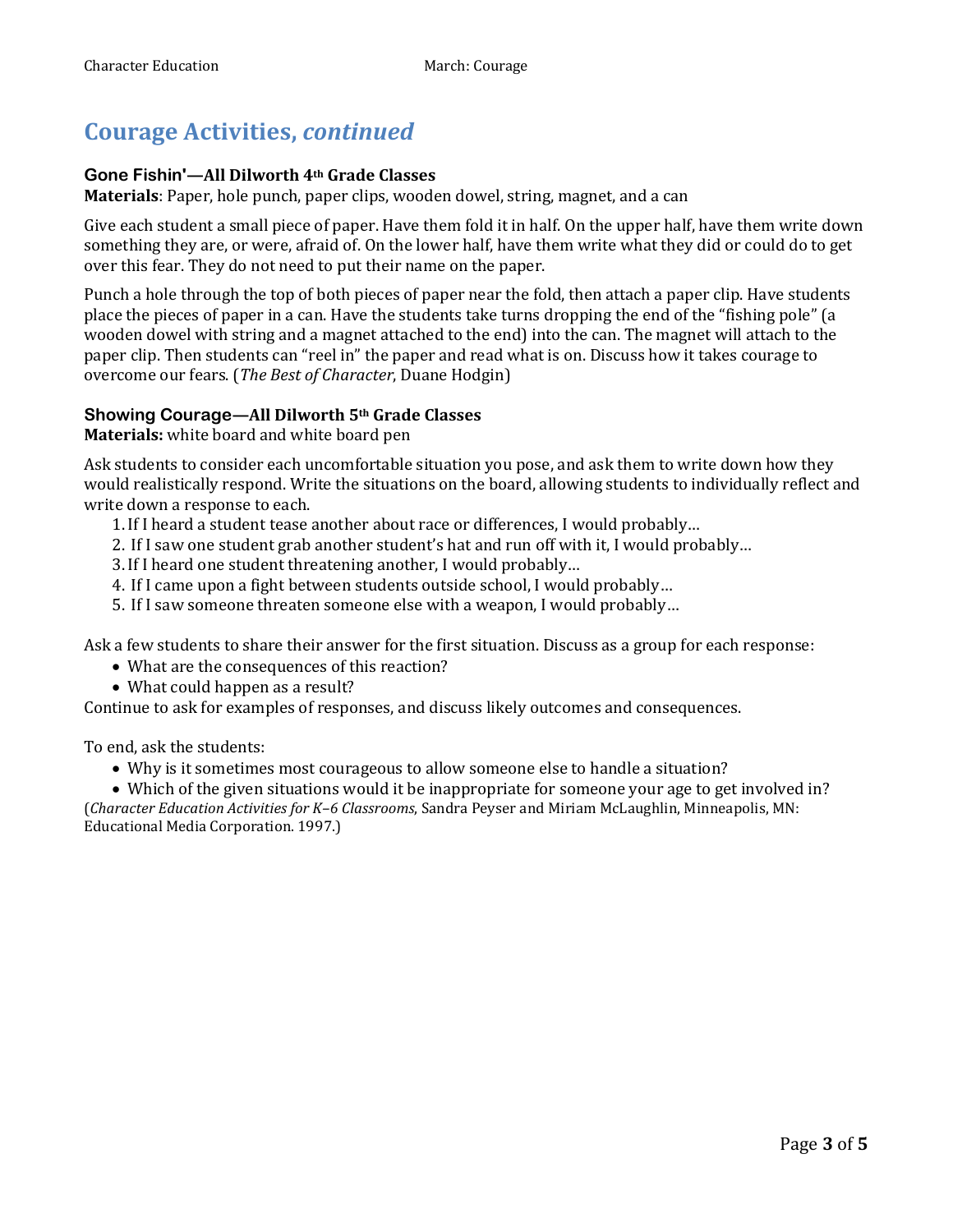# Courage Activities, *continued*

### Gone Fishin'—All Dilworth 4th Grade Classes

**Materials**: Paper, hole punch, paper clips, wooden dowel, string, magnet, and a can

Give each student a small piece of paper. Have them fold it in half. On the upper half, have them write down something they are, or were, afraid of. On the lower half, have them write what they did or could do to get over this fear. They do not need to put their name on the paper.

Punch a hole through the top of both pieces of paper near the fold, then attach a paper clip. Have students place the pieces of paper in a can. Have the students take turns dropping the end of the "fishing pole" (a wooden dowel with string and a magnet attached to the end) into the can. The magnet will attach to the paper clip. Then students can "reel in" the paper and read what is on. Discuss how it takes courage to overcome our fears. (*The Best of Character*, Duane Hodgin)

### Showing Courage—All Dilworth 5th Grade Classes

**Materials:** white board and white board pen

Ask students to consider each uncomfortable situation you pose, and ask them to write down how they would realistically respond. Write the situations on the board, allowing students to individually reflect and write down a response to each.

1. If I heard a student tease another about race or differences, I would probably…
2. If I saw one student grab another student's hat and run off with it, I would probably…
3. If I heard one student threatening another, I would probably…
4. If I came upon a fight between students outside school, I would probably…
5. If I saw someone threaten someone else with a weapon, I would probably…

Ask a few students to share their answer for the first situation. Discuss as a group for each response:

- What are the consequences of this reaction?
- What could happen as a result?

Continue to ask for examples of responses, and discuss likely outcomes and consequences.

To end, ask the students:

- Why is it sometimes most courageous to allow someone else to handle a situation?
- Which of the given situations would it be inappropriate for someone your age to get involved in?

(*Character Education Activities for K–6 Classrooms*, Sandra Peyser and Miriam McLaughlin, Minneapolis, MN: Educational Media Corporation. 1997.)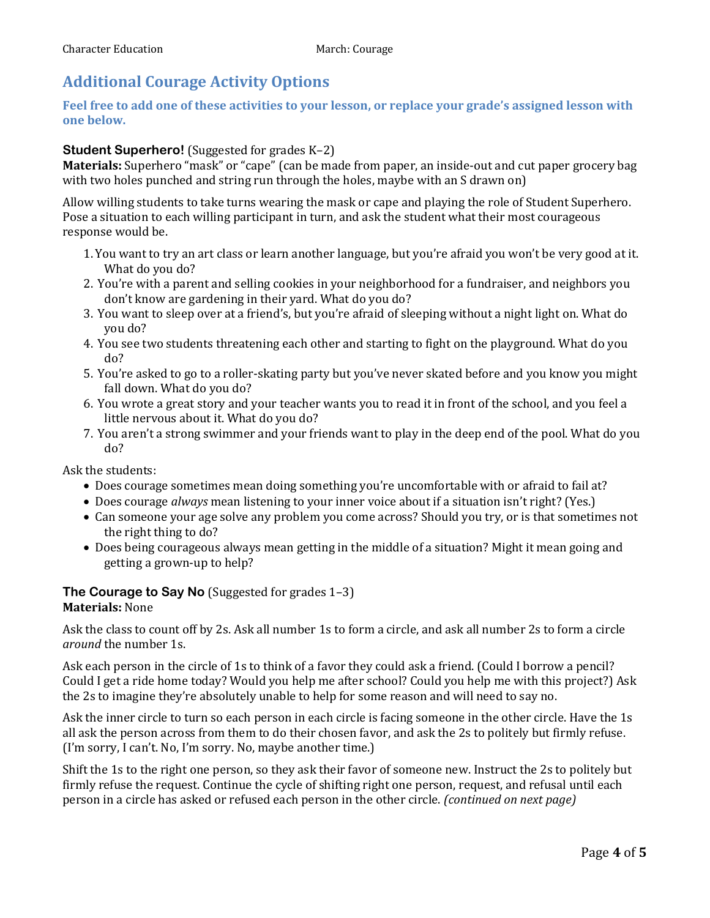## Additional Courage Activity Options

**Feel free to add one of these activities to your lesson, or replace your grade's assigned lesson with one below.**

### Student Superhero! (Suggested for grades K–2)

**Materials:** Superhero "mask" or "cape" (can be made from paper, an inside-out and cut paper grocery bag with two holes punched and string run through the holes, maybe with an S drawn on)

Allow willing students to take turns wearing the mask or cape and playing the role of Student Superhero. Pose a situation to each willing participant in turn, and ask the student what their most courageous response would be.

1. You want to try an art class or learn another language, but you're afraid you won't be very good at it. What do you do?
2. You're with a parent and selling cookies in your neighborhood for a fundraiser, and neighbors you don't know are gardening in their yard. What do you do?
3. You want to sleep over at a friend's, but you're afraid of sleeping without a night light on. What do you do?
4. You see two students threatening each other and starting to fight on the playground. What do you do?
5. You're asked to go to a roller-skating party but you've never skated before and you know you might fall down. What do you do?
6. You wrote a great story and your teacher wants you to read it in front of the school, and you feel a little nervous about it. What do you do?
7. You aren't a strong swimmer and your friends want to play in the deep end of the pool. What do you do?

Ask the students:

- Does courage sometimes mean doing something you're uncomfortable with or afraid to fail at?
- Does courage *always* mean listening to your inner voice about if a situation isn't right? (Yes.)
- Can someone your age solve any problem you come across? Should you try, or is that sometimes not the right thing to do?
- Does being courageous always mean getting in the middle of a situation? Might it mean going and getting a grown-up to help?

### The Courage to Say No (Suggested for grades 1–3)

**Materials:** None

Ask the class to count off by 2s. Ask all number 1s to form a circle, and ask all number 2s to form a circle *around* the number 1s.

Ask each person in the circle of 1s to think of a favor they could ask a friend. (Could I borrow a pencil? Could I get a ride home today? Would you help me after school? Could you help me with this project?) Ask the 2s to imagine they're absolutely unable to help for some reason and will need to say no.

Ask the inner circle to turn so each person in each circle is facing someone in the other circle. Have the 1s all ask the person across from them to do their chosen favor, and ask the 2s to politely but firmly refuse. (I'm sorry, I can't. No, I'm sorry. No, maybe another time.)

Shift the 1s to the right one person, so they ask their favor of someone new. Instruct the 2s to politely but firmly refuse the request. Continue the cycle of shifting right one person, request, and refusal until each person in a circle has asked or refused each person in the other circle. *(continued on next page)*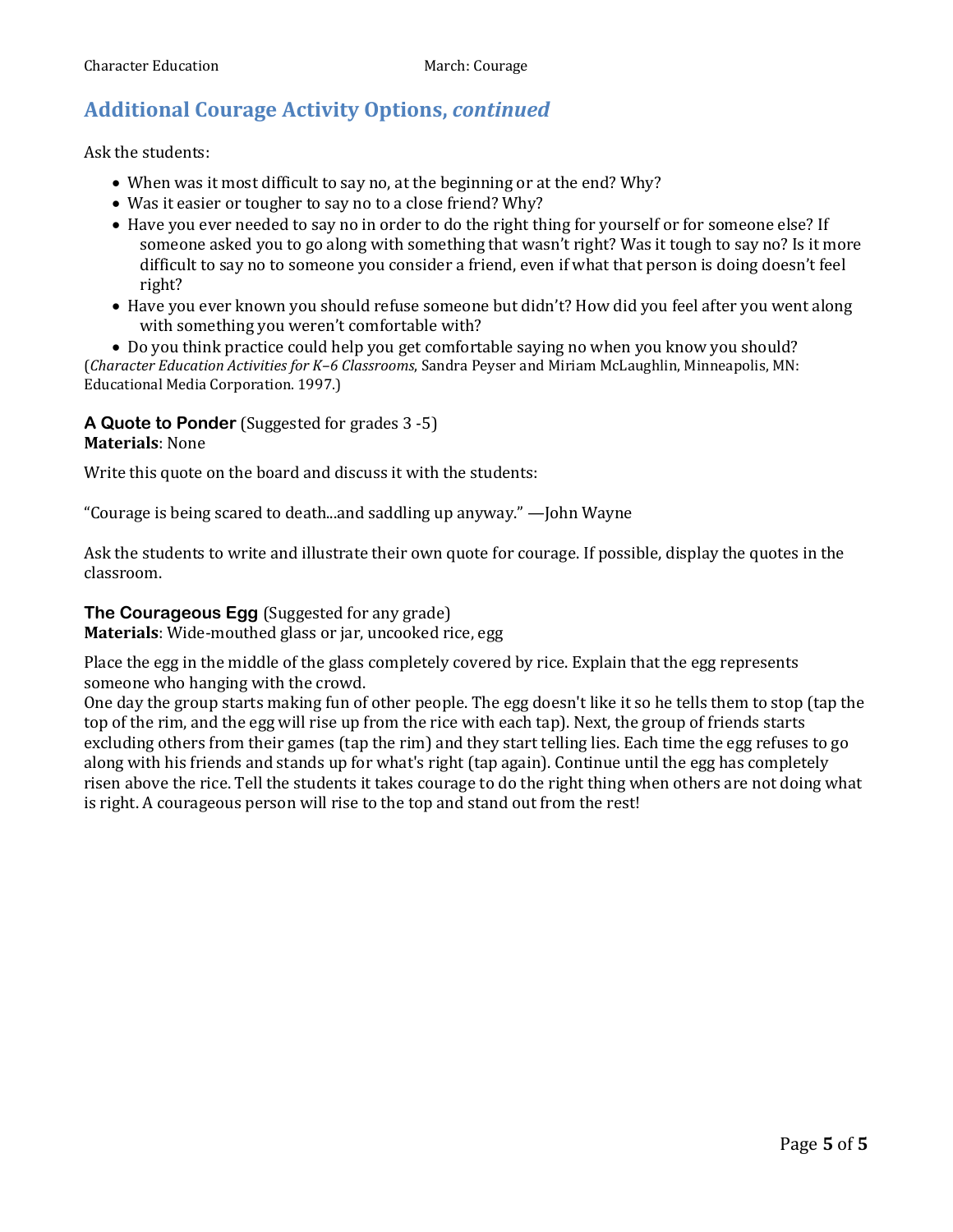## Additional Courage Activity Options, *continued*

Ask the students:

- When was it most difficult to say no, at the beginning or at the end? Why?
- Was it easier or tougher to say no to a close friend? Why?
- Have you ever needed to say no in order to do the right thing for yourself or for someone else? If someone asked you to go along with something that wasn't right? Was it tough to say no? Is it more difficult to say no to someone you consider a friend, even if what that person is doing doesn't feel right?
- Have you ever known you should refuse someone but didn't? How did you feel after you went along with something you weren't comfortable with?
- Do you think practice could help you get comfortable saying no when you know you should?

(*Character Education Activities for K–6 Classrooms*, Sandra Peyser and Miriam McLaughlin, Minneapolis, MN: Educational Media Corporation. 1997.)

**A Quote to Ponder** (Suggested for grades 3 -5)
**Materials**: None

Write this quote on the board and discuss it with the students:

"Courage is being scared to death...and saddling up anyway." —John Wayne

Ask the students to write and illustrate their own quote for courage. If possible, display the quotes in the classroom.

**The Courageous Egg** (Suggested for any grade)
**Materials**: Wide-mouthed glass or jar, uncooked rice, egg

Place the egg in the middle of the glass completely covered by rice. Explain that the egg represents someone who hanging with the crowd.
One day the group starts making fun of other people. The egg doesn't like it so he tells them to stop (tap the top of the rim, and the egg will rise up from the rice with each tap). Next, the group of friends starts excluding others from their games (tap the rim) and they start telling lies. Each time the egg refuses to go along with his friends and stands up for what's right (tap again). Continue until the egg has completely risen above the rice. Tell the students it takes courage to do the right thing when others are not doing what is right. A courageous person will rise to the top and stand out from the rest!